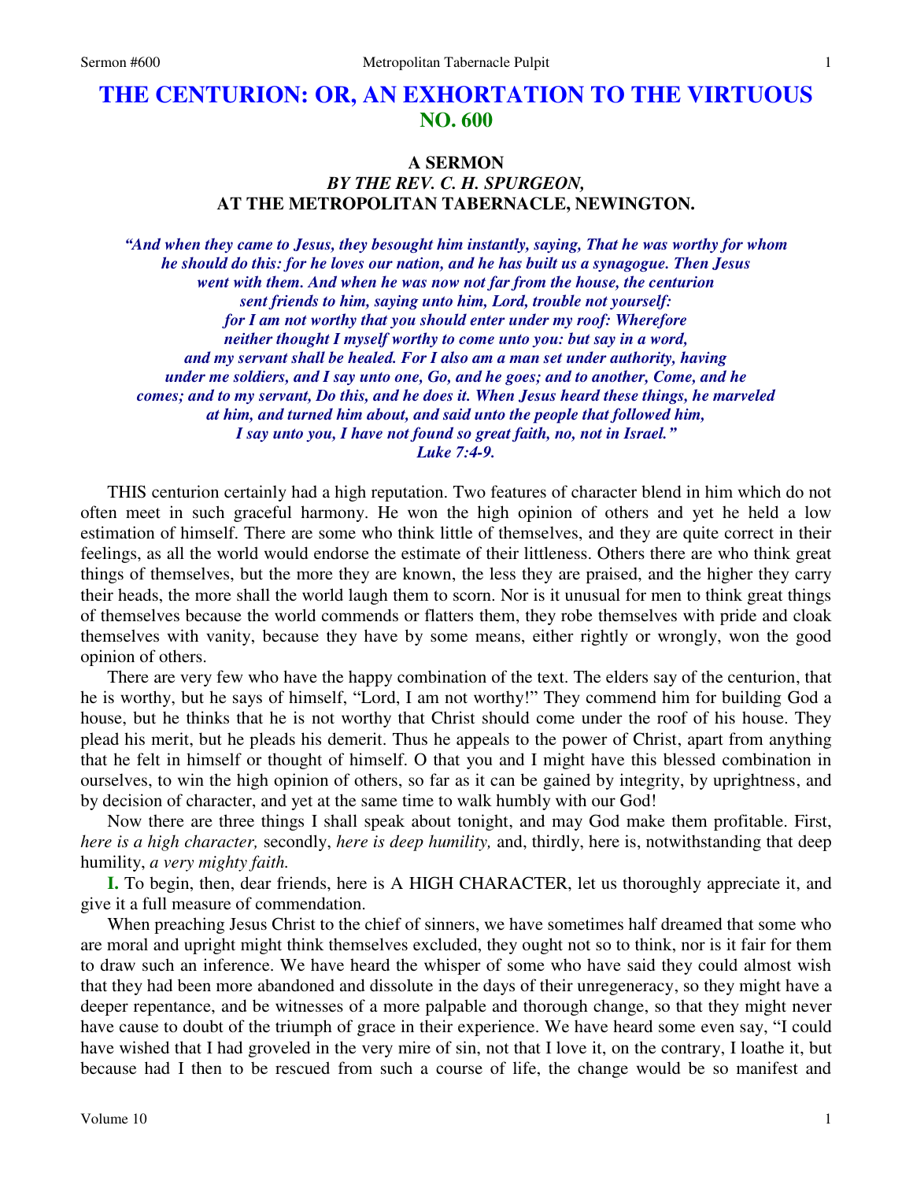# THE CENTURION: OR, AN EXHORTATION TO THE VIRTUOUS
## NO. 600

### A SERMON
### *BY THE REV. C. H. SPURGEON,*
### AT THE METROPOLITAN TABERNACLE, NEWINGTON.

***"And when they came to Jesus, they besought him instantly, saying, That he was worthy for whom he should do this: for he loves our nation, and he has built us a synagogue. Then Jesus went with them. And when he was now not far from the house, the centurion sent friends to him, saying unto him, Lord, trouble not yourself: for I am not worthy that you should enter under my roof: Wherefore neither thought I myself worthy to come unto you: but say in a word, and my servant shall be healed. For I also am a man set under authority, having under me soldiers, and I say unto one, Go, and he goes; and to another, Come, and he comes; and to my servant, Do this, and he does it. When Jesus heard these things, he marveled at him, and turned him about, and said unto the people that followed him, I say unto you, I have not found so great faith, no, not in Israel." Luke 7:4-9.***

THIS centurion certainly had a high reputation. Two features of character blend in him which do not often meet in such graceful harmony. He won the high opinion of others and yet he held a low estimation of himself. There are some who think little of themselves, and they are quite correct in their feelings, as all the world would endorse the estimate of their littleness. Others there are who think great things of themselves, but the more they are known, the less they are praised, and the higher they carry their heads, the more shall the world laugh them to scorn. Nor is it unusual for men to think great things of themselves because the world commends or flatters them, they robe themselves with pride and cloak themselves with vanity, because they have by some means, either rightly or wrongly, won the good opinion of others.

There are very few who have the happy combination of the text. The elders say of the centurion, that he is worthy, but he says of himself, "Lord, I am not worthy!" They commend him for building God a house, but he thinks that he is not worthy that Christ should come under the roof of his house. They plead his merit, but he pleads his demerit. Thus he appeals to the power of Christ, apart from anything that he felt in himself or thought of himself. O that you and I might have this blessed combination in ourselves, to win the high opinion of others, so far as it can be gained by integrity, by uprightness, and by decision of character, and yet at the same time to walk humbly with our God!

Now there are three things I shall speak about tonight, and may God make them profitable. First, *here is a high character,* secondly, *here is deep humility,* and, thirdly, here is, notwithstanding that deep humility, *a very mighty faith.*

**I.** To begin, then, dear friends, here is A HIGH CHARACTER, let us thoroughly appreciate it, and give it a full measure of commendation.

When preaching Jesus Christ to the chief of sinners, we have sometimes half dreamed that some who are moral and upright might think themselves excluded, they ought not so to think, nor is it fair for them to draw such an inference. We have heard the whisper of some who have said they could almost wish that they had been more abandoned and dissolute in the days of their unregeneracy, so they might have a deeper repentance, and be witnesses of a more palpable and thorough change, so that they might never have cause to doubt of the triumph of grace in their experience. We have heard some even say, "I could have wished that I had groveled in the very mire of sin, not that I love it, on the contrary, I loathe it, but because had I then to be rescued from such a course of life, the change would be so manifest and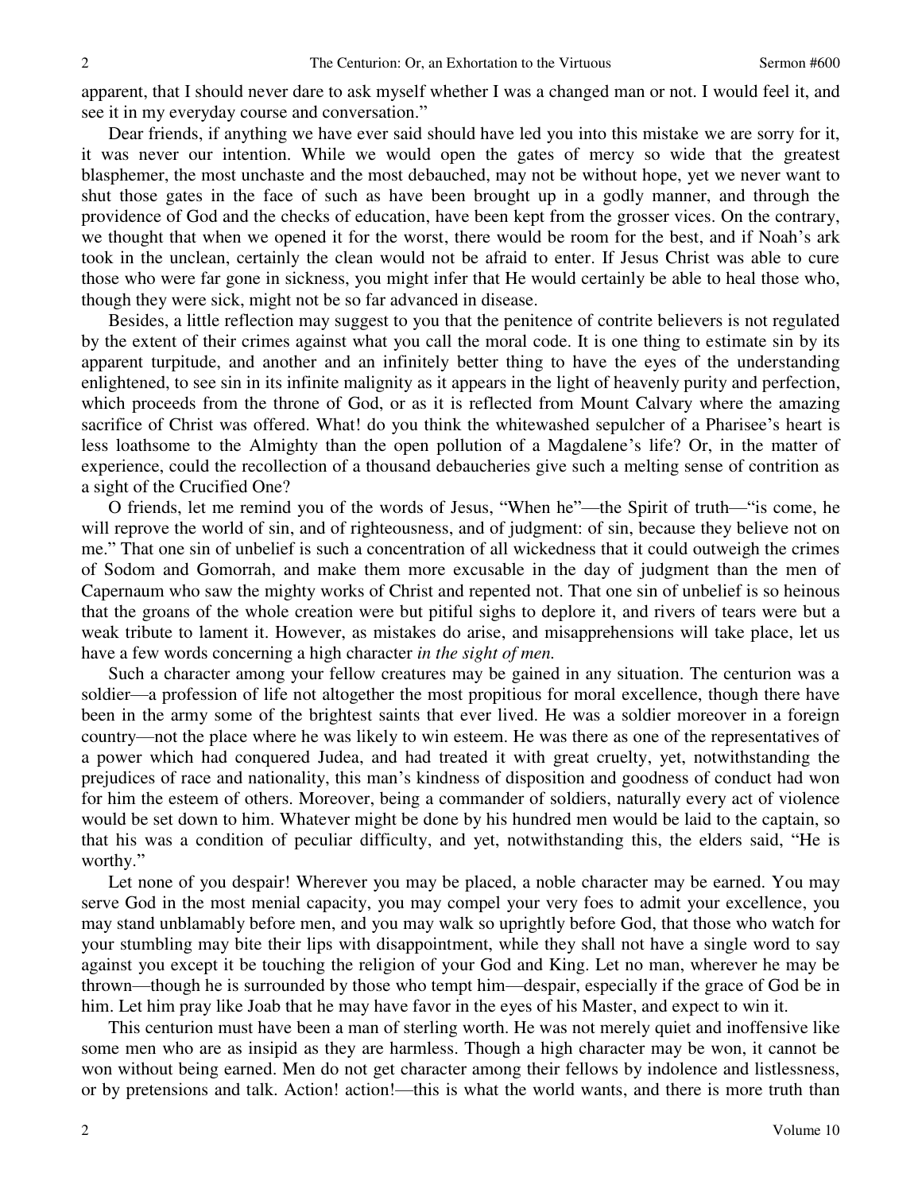apparent, that I should never dare to ask myself whether I was a changed man or not. I would feel it, and see it in my everyday course and conversation."

Dear friends, if anything we have ever said should have led you into this mistake we are sorry for it, it was never our intention. While we would open the gates of mercy so wide that the greatest blasphemer, the most unchaste and the most debauched, may not be without hope, yet we never want to shut those gates in the face of such as have been brought up in a godly manner, and through the providence of God and the checks of education, have been kept from the grosser vices. On the contrary, we thought that when we opened it for the worst, there would be room for the best, and if Noah's ark took in the unclean, certainly the clean would not be afraid to enter. If Jesus Christ was able to cure those who were far gone in sickness, you might infer that He would certainly be able to heal those who, though they were sick, might not be so far advanced in disease.

Besides, a little reflection may suggest to you that the penitence of contrite believers is not regulated by the extent of their crimes against what you call the moral code. It is one thing to estimate sin by its apparent turpitude, and another and an infinitely better thing to have the eyes of the understanding enlightened, to see sin in its infinite malignity as it appears in the light of heavenly purity and perfection, which proceeds from the throne of God, or as it is reflected from Mount Calvary where the amazing sacrifice of Christ was offered. What! do you think the whitewashed sepulcher of a Pharisee's heart is less loathsome to the Almighty than the open pollution of a Magdalene's life? Or, in the matter of experience, could the recollection of a thousand debaucheries give such a melting sense of contrition as a sight of the Crucified One?

O friends, let me remind you of the words of Jesus, "When he"—the Spirit of truth—"is come, he will reprove the world of sin, and of righteousness, and of judgment: of sin, because they believe not on me." That one sin of unbelief is such a concentration of all wickedness that it could outweigh the crimes of Sodom and Gomorrah, and make them more excusable in the day of judgment than the men of Capernaum who saw the mighty works of Christ and repented not. That one sin of unbelief is so heinous that the groans of the whole creation were but pitiful sighs to deplore it, and rivers of tears were but a weak tribute to lament it. However, as mistakes do arise, and misapprehensions will take place, let us have a few words concerning a high character *in the sight of men.*

Such a character among your fellow creatures may be gained in any situation. The centurion was a soldier—a profession of life not altogether the most propitious for moral excellence, though there have been in the army some of the brightest saints that ever lived. He was a soldier moreover in a foreign country—not the place where he was likely to win esteem. He was there as one of the representatives of a power which had conquered Judea, and had treated it with great cruelty, yet, notwithstanding the prejudices of race and nationality, this man's kindness of disposition and goodness of conduct had won for him the esteem of others. Moreover, being a commander of soldiers, naturally every act of violence would be set down to him. Whatever might be done by his hundred men would be laid to the captain, so that his was a condition of peculiar difficulty, and yet, notwithstanding this, the elders said, "He is worthy."

Let none of you despair! Wherever you may be placed, a noble character may be earned. You may serve God in the most menial capacity, you may compel your very foes to admit your excellence, you may stand unblamably before men, and you may walk so uprightly before God, that those who watch for your stumbling may bite their lips with disappointment, while they shall not have a single word to say against you except it be touching the religion of your God and King. Let no man, wherever he may be thrown—though he is surrounded by those who tempt him—despair, especially if the grace of God be in him. Let him pray like Joab that he may have favor in the eyes of his Master, and expect to win it.

This centurion must have been a man of sterling worth. He was not merely quiet and inoffensive like some men who are as insipid as they are harmless. Though a high character may be won, it cannot be won without being earned. Men do not get character among their fellows by indolence and listlessness, or by pretensions and talk. Action! action!—this is what the world wants, and there is more truth than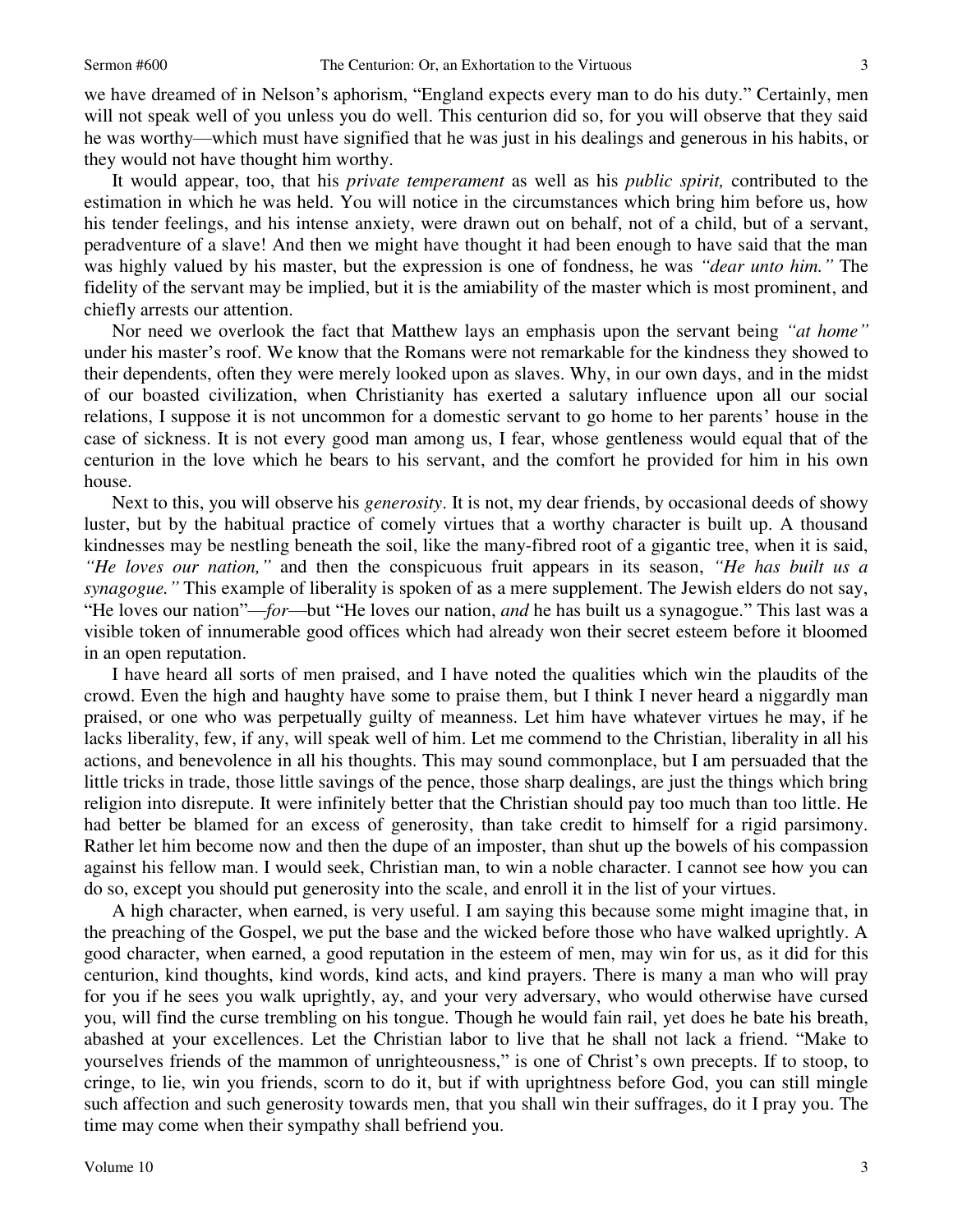we have dreamed of in Nelson's aphorism, "England expects every man to do his duty." Certainly, men will not speak well of you unless you do well. This centurion did so, for you will observe that they said he was worthy—which must have signified that he was just in his dealings and generous in his habits, or they would not have thought him worthy.

It would appear, too, that his *private temperament* as well as his *public spirit,* contributed to the estimation in which he was held. You will notice in the circumstances which bring him before us, how his tender feelings, and his intense anxiety, were drawn out on behalf, not of a child, but of a servant, peradventure of a slave! And then we might have thought it had been enough to have said that the man was highly valued by his master, but the expression is one of fondness, he was *"dear unto him."* The fidelity of the servant may be implied, but it is the amiability of the master which is most prominent, and chiefly arrests our attention.

Nor need we overlook the fact that Matthew lays an emphasis upon the servant being *"at home"* under his master's roof. We know that the Romans were not remarkable for the kindness they showed to their dependents, often they were merely looked upon as slaves. Why, in our own days, and in the midst of our boasted civilization, when Christianity has exerted a salutary influence upon all our social relations, I suppose it is not uncommon for a domestic servant to go home to her parents' house in the case of sickness. It is not every good man among us, I fear, whose gentleness would equal that of the centurion in the love which he bears to his servant, and the comfort he provided for him in his own house.

Next to this, you will observe his *generosity*. It is not, my dear friends, by occasional deeds of showy luster, but by the habitual practice of comely virtues that a worthy character is built up. A thousand kindnesses may be nestling beneath the soil, like the many-fibred root of a gigantic tree, when it is said, *"He loves our nation,"* and then the conspicuous fruit appears in its season, *"He has built us a synagogue."* This example of liberality is spoken of as a mere supplement. The Jewish elders do not say, "He loves our nation"—*for*—but "He loves our nation, *and* he has built us a synagogue." This last was a visible token of innumerable good offices which had already won their secret esteem before it bloomed in an open reputation.

I have heard all sorts of men praised, and I have noted the qualities which win the plaudits of the crowd. Even the high and haughty have some to praise them, but I think I never heard a niggardly man praised, or one who was perpetually guilty of meanness. Let him have whatever virtues he may, if he lacks liberality, few, if any, will speak well of him. Let me commend to the Christian, liberality in all his actions, and benevolence in all his thoughts. This may sound commonplace, but I am persuaded that the little tricks in trade, those little savings of the pence, those sharp dealings, are just the things which bring religion into disrepute. It were infinitely better that the Christian should pay too much than too little. He had better be blamed for an excess of generosity, than take credit to himself for a rigid parsimony. Rather let him become now and then the dupe of an imposter, than shut up the bowels of his compassion against his fellow man. I would seek, Christian man, to win a noble character. I cannot see how you can do so, except you should put generosity into the scale, and enroll it in the list of your virtues.

A high character, when earned, is very useful. I am saying this because some might imagine that, in the preaching of the Gospel, we put the base and the wicked before those who have walked uprightly. A good character, when earned, a good reputation in the esteem of men, may win for us, as it did for this centurion, kind thoughts, kind words, kind acts, and kind prayers. There is many a man who will pray for you if he sees you walk uprightly, ay, and your very adversary, who would otherwise have cursed you, will find the curse trembling on his tongue. Though he would fain rail, yet does he bate his breath, abashed at your excellences. Let the Christian labor to live that he shall not lack a friend. "Make to yourselves friends of the mammon of unrighteousness," is one of Christ's own precepts. If to stoop, to cringe, to lie, win you friends, scorn to do it, but if with uprightness before God, you can still mingle such affection and such generosity towards men, that you shall win their suffrages, do it I pray you. The time may come when their sympathy shall befriend you.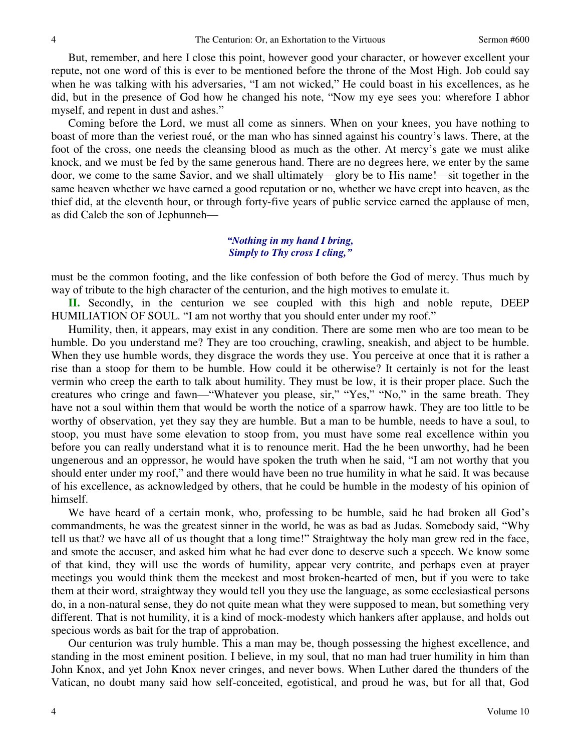But, remember, and here I close this point, however good your character, or however excellent your repute, not one word of this is ever to be mentioned before the throne of the Most High. Job could say when he was talking with his adversaries, "I am not wicked," He could boast in his excellences, as he did, but in the presence of God how he changed his note, "Now my eye sees you: wherefore I abhor myself, and repent in dust and ashes."

Coming before the Lord, we must all come as sinners. When on your knees, you have nothing to boast of more than the veriest roué, or the man who has sinned against his country's laws. There, at the foot of the cross, one needs the cleansing blood as much as the other. At mercy's gate we must alike knock, and we must be fed by the same generous hand. There are no degrees here, we enter by the same door, we come to the same Savior, and we shall ultimately—glory be to His name!—sit together in the same heaven whether we have earned a good reputation or no, whether we have crept into heaven, as the thief did, at the eleventh hour, or through forty-five years of public service earned the applause of men, as did Caleb the son of Jephunneh—

*"Nothing in my hand I bring,*
*Simply to Thy cross I cling,"*

must be the common footing, and the like confession of both before the God of mercy. Thus much by way of tribute to the high character of the centurion, and the high motives to emulate it.

**II.** Secondly, in the centurion we see coupled with this high and noble repute, DEEP HUMILIATION OF SOUL. "I am not worthy that you should enter under my roof."

Humility, then, it appears, may exist in any condition. There are some men who are too mean to be humble. Do you understand me? They are too crouching, crawling, sneakish, and abject to be humble. When they use humble words, they disgrace the words they use. You perceive at once that it is rather a rise than a stoop for them to be humble. How could it be otherwise? It certainly is not for the least vermin who creep the earth to talk about humility. They must be low, it is their proper place. Such the creatures who cringe and fawn—"Whatever you please, sir," "Yes," "No," in the same breath. They have not a soul within them that would be worth the notice of a sparrow hawk. They are too little to be worthy of observation, yet they say they are humble. But a man to be humble, needs to have a soul, to stoop, you must have some elevation to stoop from, you must have some real excellence within you before you can really understand what it is to renounce merit. Had the he been unworthy, had he been ungenerous and an oppressor, he would have spoken the truth when he said, "I am not worthy that you should enter under my roof," and there would have been no true humility in what he said. It was because of his excellence, as acknowledged by others, that he could be humble in the modesty of his opinion of himself.

We have heard of a certain monk, who, professing to be humble, said he had broken all God's commandments, he was the greatest sinner in the world, he was as bad as Judas. Somebody said, "Why tell us that? we have all of us thought that a long time!" Straightway the holy man grew red in the face, and smote the accuser, and asked him what he had ever done to deserve such a speech. We know some of that kind, they will use the words of humility, appear very contrite, and perhaps even at prayer meetings you would think them the meekest and most broken-hearted of men, but if you were to take them at their word, straightway they would tell you they use the language, as some ecclesiastical persons do, in a non-natural sense, they do not quite mean what they were supposed to mean, but something very different. That is not humility, it is a kind of mock-modesty which hankers after applause, and holds out specious words as bait for the trap of approbation.

Our centurion was truly humble. This a man may be, though possessing the highest excellence, and standing in the most eminent position. I believe, in my soul, that no man had truer humility in him than John Knox, and yet John Knox never cringes, and never bows. When Luther dared the thunders of the Vatican, no doubt many said how self-conceited, egotistical, and proud he was, but for all that, God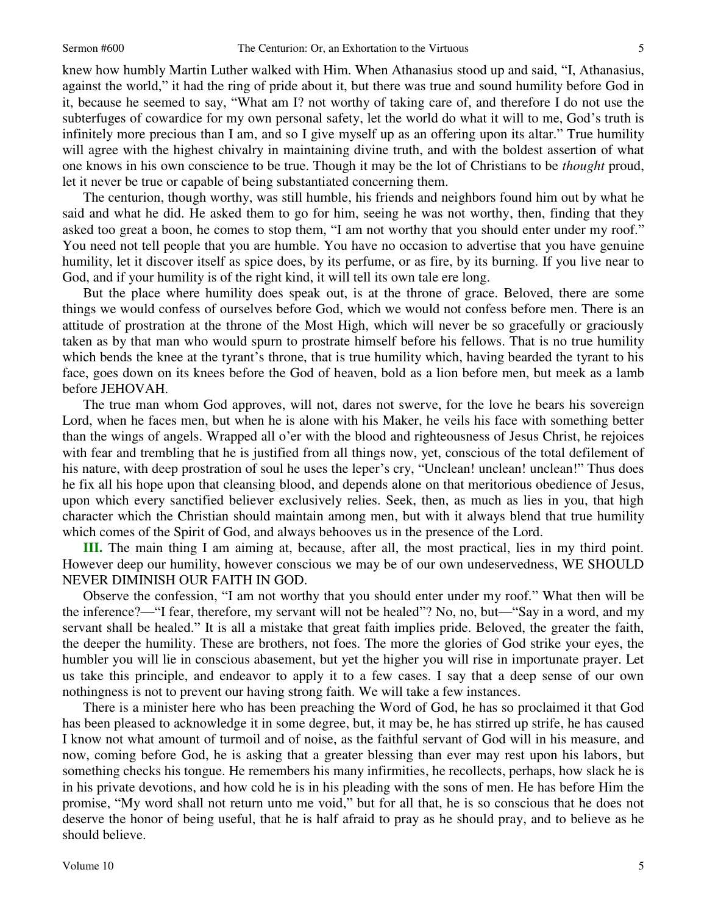knew how humbly Martin Luther walked with Him. When Athanasius stood up and said, "I, Athanasius, against the world," it had the ring of pride about it, but there was true and sound humility before God in it, because he seemed to say, "What am I? not worthy of taking care of, and therefore I do not use the subterfuges of cowardice for my own personal safety, let the world do what it will to me, God's truth is infinitely more precious than I am, and so I give myself up as an offering upon its altar." True humility will agree with the highest chivalry in maintaining divine truth, and with the boldest assertion of what one knows in his own conscience to be true. Though it may be the lot of Christians to be *thought* proud, let it never be true or capable of being substantiated concerning them.

The centurion, though worthy, was still humble, his friends and neighbors found him out by what he said and what he did. He asked them to go for him, seeing he was not worthy, then, finding that they asked too great a boon, he comes to stop them, "I am not worthy that you should enter under my roof." You need not tell people that you are humble. You have no occasion to advertise that you have genuine humility, let it discover itself as spice does, by its perfume, or as fire, by its burning. If you live near to God, and if your humility is of the right kind, it will tell its own tale ere long.

But the place where humility does speak out, is at the throne of grace. Beloved, there are some things we would confess of ourselves before God, which we would not confess before men. There is an attitude of prostration at the throne of the Most High, which will never be so gracefully or graciously taken as by that man who would spurn to prostrate himself before his fellows. That is no true humility which bends the knee at the tyrant's throne, that is true humility which, having bearded the tyrant to his face, goes down on its knees before the God of heaven, bold as a lion before men, but meek as a lamb before JEHOVAH.

The true man whom God approves, will not, dares not swerve, for the love he bears his sovereign Lord, when he faces men, but when he is alone with his Maker, he veils his face with something better than the wings of angels. Wrapped all o'er with the blood and righteousness of Jesus Christ, he rejoices with fear and trembling that he is justified from all things now, yet, conscious of the total defilement of his nature, with deep prostration of soul he uses the leper's cry, "Unclean! unclean! unclean!" Thus does he fix all his hope upon that cleansing blood, and depends alone on that meritorious obedience of Jesus, upon which every sanctified believer exclusively relies. Seek, then, as much as lies in you, that high character which the Christian should maintain among men, but with it always blend that true humility which comes of the Spirit of God, and always behooves us in the presence of the Lord.

**III.** The main thing I am aiming at, because, after all, the most practical, lies in my third point. However deep our humility, however conscious we may be of our own undeservedness, WE SHOULD NEVER DIMINISH OUR FAITH IN GOD.

Observe the confession, "I am not worthy that you should enter under my roof." What then will be the inference?—"I fear, therefore, my servant will not be healed"? No, no, but—"Say in a word, and my servant shall be healed." It is all a mistake that great faith implies pride. Beloved, the greater the faith, the deeper the humility. These are brothers, not foes. The more the glories of God strike your eyes, the humbler you will lie in conscious abasement, but yet the higher you will rise in importunate prayer. Let us take this principle, and endeavor to apply it to a few cases. I say that a deep sense of our own nothingness is not to prevent our having strong faith. We will take a few instances.

There is a minister here who has been preaching the Word of God, he has so proclaimed it that God has been pleased to acknowledge it in some degree, but, it may be, he has stirred up strife, he has caused I know not what amount of turmoil and of noise, as the faithful servant of God will in his measure, and now, coming before God, he is asking that a greater blessing than ever may rest upon his labors, but something checks his tongue. He remembers his many infirmities, he recollects, perhaps, how slack he is in his private devotions, and how cold he is in his pleading with the sons of men. He has before Him the promise, "My word shall not return unto me void," but for all that, he is so conscious that he does not deserve the honor of being useful, that he is half afraid to pray as he should pray, and to believe as he should believe.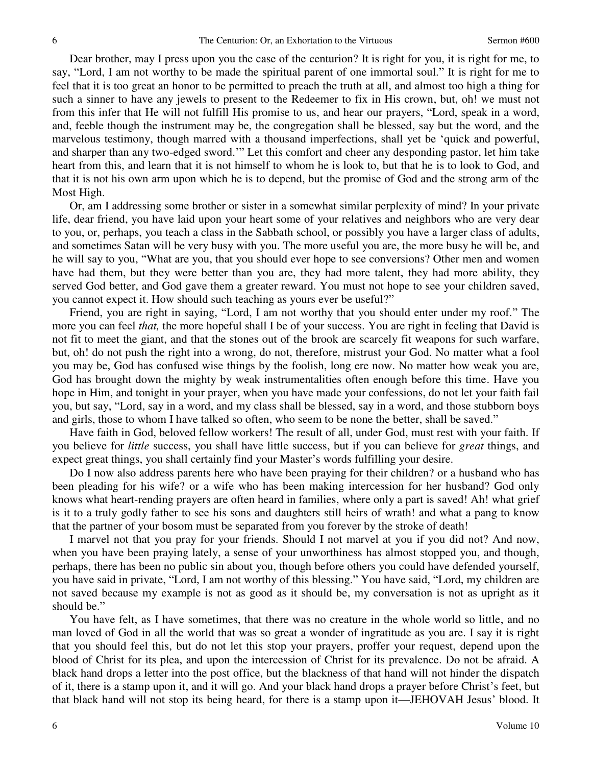Dear brother, may I press upon you the case of the centurion? It is right for you, it is right for me, to say, "Lord, I am not worthy to be made the spiritual parent of one immortal soul." It is right for me to feel that it is too great an honor to be permitted to preach the truth at all, and almost too high a thing for such a sinner to have any jewels to present to the Redeemer to fix in His crown, but, oh! we must not from this infer that He will not fulfill His promise to us, and hear our prayers, "Lord, speak in a word, and, feeble though the instrument may be, the congregation shall be blessed, say but the word, and the marvelous testimony, though marred with a thousand imperfections, shall yet be 'quick and powerful, and sharper than any two-edged sword.'" Let this comfort and cheer any desponding pastor, let him take heart from this, and learn that it is not himself to whom he is look to, but that he is to look to God, and that it is not his own arm upon which he is to depend, but the promise of God and the strong arm of the Most High.

Or, am I addressing some brother or sister in a somewhat similar perplexity of mind? In your private life, dear friend, you have laid upon your heart some of your relatives and neighbors who are very dear to you, or, perhaps, you teach a class in the Sabbath school, or possibly you have a larger class of adults, and sometimes Satan will be very busy with you. The more useful you are, the more busy he will be, and he will say to you, "What are you, that you should ever hope to see conversions? Other men and women have had them, but they were better than you are, they had more talent, they had more ability, they served God better, and God gave them a greater reward. You must not hope to see your children saved, you cannot expect it. How should such teaching as yours ever be useful?"

Friend, you are right in saying, "Lord, I am not worthy that you should enter under my roof." The more you can feel *that,* the more hopeful shall I be of your success. You are right in feeling that David is not fit to meet the giant, and that the stones out of the brook are scarcely fit weapons for such warfare, but, oh! do not push the right into a wrong, do not, therefore, mistrust your God. No matter what a fool you may be, God has confused wise things by the foolish, long ere now. No matter how weak you are, God has brought down the mighty by weak instrumentalities often enough before this time. Have you hope in Him, and tonight in your prayer, when you have made your confessions, do not let your faith fail you, but say, "Lord, say in a word, and my class shall be blessed, say in a word, and those stubborn boys and girls, those to whom I have talked so often, who seem to be none the better, shall be saved."

Have faith in God, beloved fellow workers! The result of all, under God, must rest with your faith. If you believe for *little* success, you shall have little success, but if you can believe for *great* things, and expect great things, you shall certainly find your Master's words fulfilling your desire.

Do I now also address parents here who have been praying for their children? or a husband who has been pleading for his wife? or a wife who has been making intercession for her husband? God only knows what heart-rending prayers are often heard in families, where only a part is saved! Ah! what grief is it to a truly godly father to see his sons and daughters still heirs of wrath! and what a pang to know that the partner of your bosom must be separated from you forever by the stroke of death!

I marvel not that you pray for your friends. Should I not marvel at you if you did not? And now, when you have been praying lately, a sense of your unworthiness has almost stopped you, and though, perhaps, there has been no public sin about you, though before others you could have defended yourself, you have said in private, "Lord, I am not worthy of this blessing." You have said, "Lord, my children are not saved because my example is not as good as it should be, my conversation is not as upright as it should be."

You have felt, as I have sometimes, that there was no creature in the whole world so little, and no man loved of God in all the world that was so great a wonder of ingratitude as you are. I say it is right that you should feel this, but do not let this stop your prayers, proffer your request, depend upon the blood of Christ for its plea, and upon the intercession of Christ for its prevalence. Do not be afraid. A black hand drops a letter into the post office, but the blackness of that hand will not hinder the dispatch of it, there is a stamp upon it, and it will go. And your black hand drops a prayer before Christ's feet, but that black hand will not stop its being heard, for there is a stamp upon it—JEHOVAH Jesus' blood. It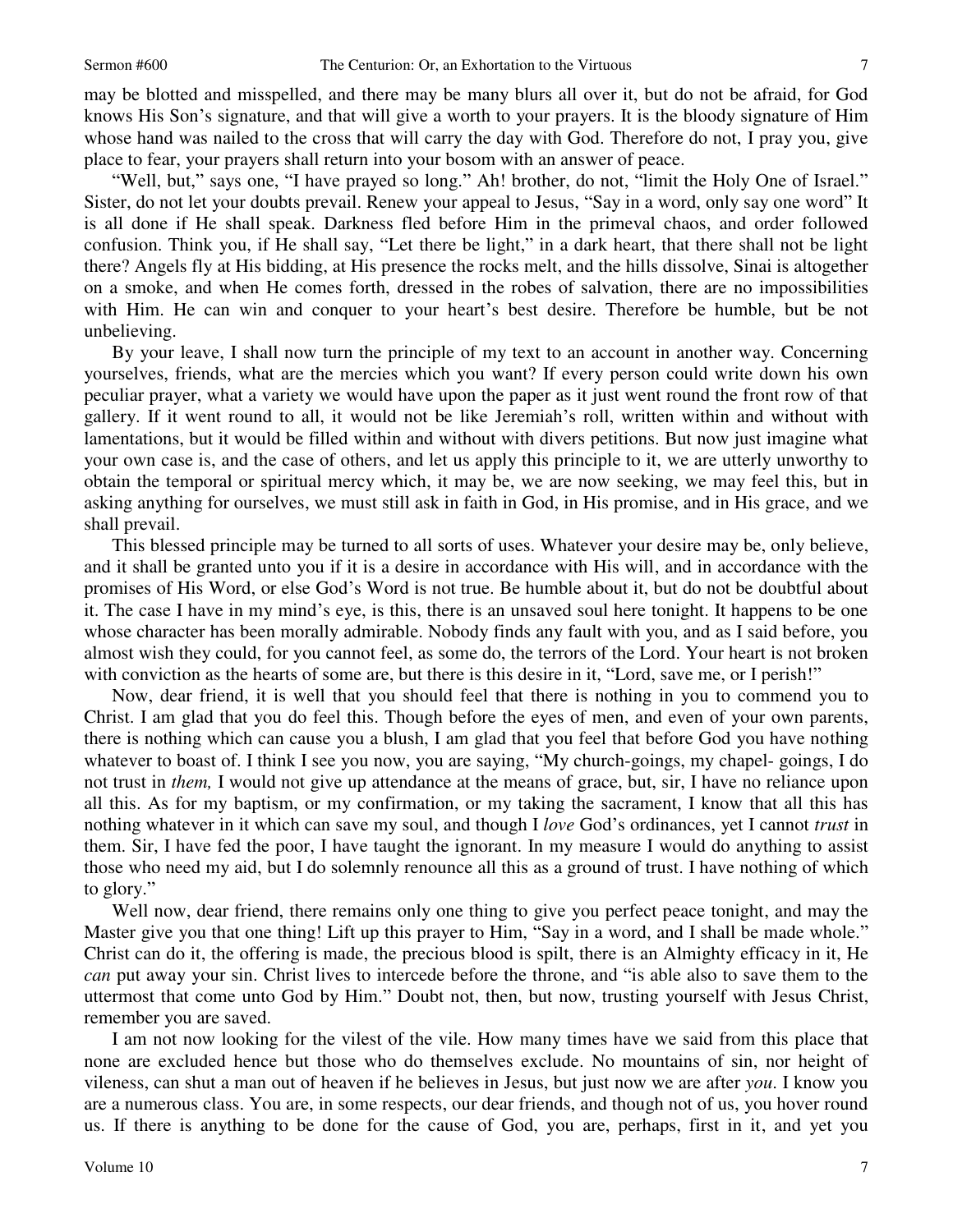may be blotted and misspelled, and there may be many blurs all over it, but do not be afraid, for God knows His Son's signature, and that will give a worth to your prayers. It is the bloody signature of Him whose hand was nailed to the cross that will carry the day with God. Therefore do not, I pray you, give place to fear, your prayers shall return into your bosom with an answer of peace.

"Well, but," says one, "I have prayed so long." Ah! brother, do not, "limit the Holy One of Israel." Sister, do not let your doubts prevail. Renew your appeal to Jesus, "Say in a word, only say one word" It is all done if He shall speak. Darkness fled before Him in the primeval chaos, and order followed confusion. Think you, if He shall say, "Let there be light," in a dark heart, that there shall not be light there? Angels fly at His bidding, at His presence the rocks melt, and the hills dissolve, Sinai is altogether on a smoke, and when He comes forth, dressed in the robes of salvation, there are no impossibilities with Him. He can win and conquer to your heart's best desire. Therefore be humble, but be not unbelieving.

By your leave, I shall now turn the principle of my text to an account in another way. Concerning yourselves, friends, what are the mercies which you want? If every person could write down his own peculiar prayer, what a variety we would have upon the paper as it just went round the front row of that gallery. If it went round to all, it would not be like Jeremiah's roll, written within and without with lamentations, but it would be filled within and without with divers petitions. But now just imagine what your own case is, and the case of others, and let us apply this principle to it, we are utterly unworthy to obtain the temporal or spiritual mercy which, it may be, we are now seeking, we may feel this, but in asking anything for ourselves, we must still ask in faith in God, in His promise, and in His grace, and we shall prevail.

This blessed principle may be turned to all sorts of uses. Whatever your desire may be, only believe, and it shall be granted unto you if it is a desire in accordance with His will, and in accordance with the promises of His Word, or else God's Word is not true. Be humble about it, but do not be doubtful about it. The case I have in my mind's eye, is this, there is an unsaved soul here tonight. It happens to be one whose character has been morally admirable. Nobody finds any fault with you, and as I said before, you almost wish they could, for you cannot feel, as some do, the terrors of the Lord. Your heart is not broken with conviction as the hearts of some are, but there is this desire in it, "Lord, save me, or I perish!"

Now, dear friend, it is well that you should feel that there is nothing in you to commend you to Christ. I am glad that you do feel this. Though before the eyes of men, and even of your own parents, there is nothing which can cause you a blush, I am glad that you feel that before God you have nothing whatever to boast of. I think I see you now, you are saying, "My church-goings, my chapel- goings, I do not trust in *them,* I would not give up attendance at the means of grace, but, sir, I have no reliance upon all this. As for my baptism, or my confirmation, or my taking the sacrament, I know that all this has nothing whatever in it which can save my soul, and though I *love* God's ordinances, yet I cannot *trust* in them. Sir, I have fed the poor, I have taught the ignorant. In my measure I would do anything to assist those who need my aid, but I do solemnly renounce all this as a ground of trust. I have nothing of which to glory."

Well now, dear friend, there remains only one thing to give you perfect peace tonight, and may the Master give you that one thing! Lift up this prayer to Him, "Say in a word, and I shall be made whole." Christ can do it, the offering is made, the precious blood is spilt, there is an Almighty efficacy in it, He *can* put away your sin. Christ lives to intercede before the throne, and "is able also to save them to the uttermost that come unto God by Him." Doubt not, then, but now, trusting yourself with Jesus Christ, remember you are saved.

I am not now looking for the vilest of the vile. How many times have we said from this place that none are excluded hence but those who do themselves exclude. No mountains of sin, nor height of vileness, can shut a man out of heaven if he believes in Jesus, but just now we are after *you*. I know you are a numerous class. You are, in some respects, our dear friends, and though not of us, you hover round us. If there is anything to be done for the cause of God, you are, perhaps, first in it, and yet you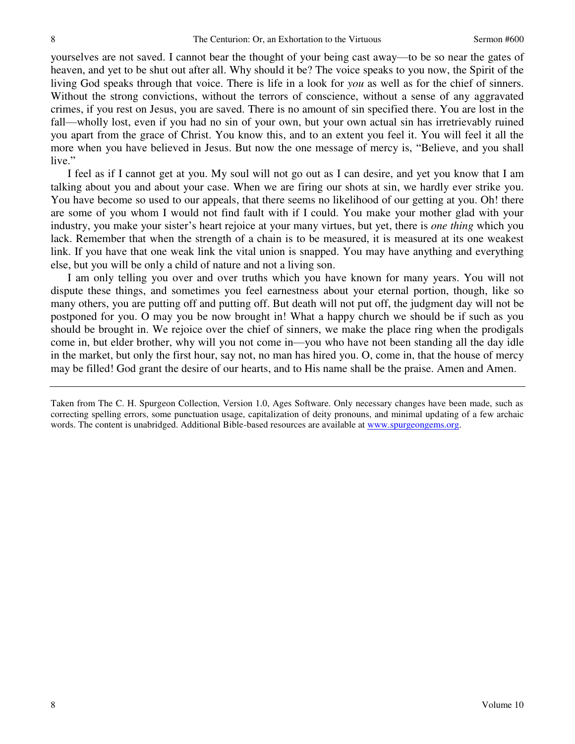yourselves are not saved. I cannot bear the thought of your being cast away—to be so near the gates of heaven, and yet to be shut out after all. Why should it be? The voice speaks to you now, the Spirit of the living God speaks through that voice. There is life in a look for *you* as well as for the chief of sinners. Without the strong convictions, without the terrors of conscience, without a sense of any aggravated crimes, if you rest on Jesus, you are saved. There is no amount of sin specified there. You are lost in the fall—wholly lost, even if you had no sin of your own, but your own actual sin has irretrievably ruined you apart from the grace of Christ. You know this, and to an extent you feel it. You will feel it all the more when you have believed in Jesus. But now the one message of mercy is, "Believe, and you shall live."

I feel as if I cannot get at you. My soul will not go out as I can desire, and yet you know that I am talking about you and about your case. When we are firing our shots at sin, we hardly ever strike you. You have become so used to our appeals, that there seems no likelihood of our getting at you. Oh! there are some of you whom I would not find fault with if I could. You make your mother glad with your industry, you make your sister's heart rejoice at your many virtues, but yet, there is *one thing* which you lack. Remember that when the strength of a chain is to be measured, it is measured at its one weakest link. If you have that one weak link the vital union is snapped. You may have anything and everything else, but you will be only a child of nature and not a living son.

I am only telling you over and over truths which you have known for many years. You will not dispute these things, and sometimes you feel earnestness about your eternal portion, though, like so many others, you are putting off and putting off. But death will not put off, the judgment day will not be postponed for you. O may you be now brought in! What a happy church we should be if such as you should be brought in. We rejoice over the chief of sinners, we make the place ring when the prodigals come in, but elder brother, why will you not come in—you who have not been standing all the day idle in the market, but only the first hour, say not, no man has hired you. O, come in, that the house of mercy may be filled! God grant the desire of our hearts, and to His name shall be the praise. Amen and Amen.

---

Taken from The C. H. Spurgeon Collection, Version 1.0, Ages Software. Only necessary changes have been made, such as correcting spelling errors, some punctuation usage, capitalization of deity pronouns, and minimal updating of a few archaic words. The content is unabridged. Additional Bible-based resources are available at www.spurgeongems.org.